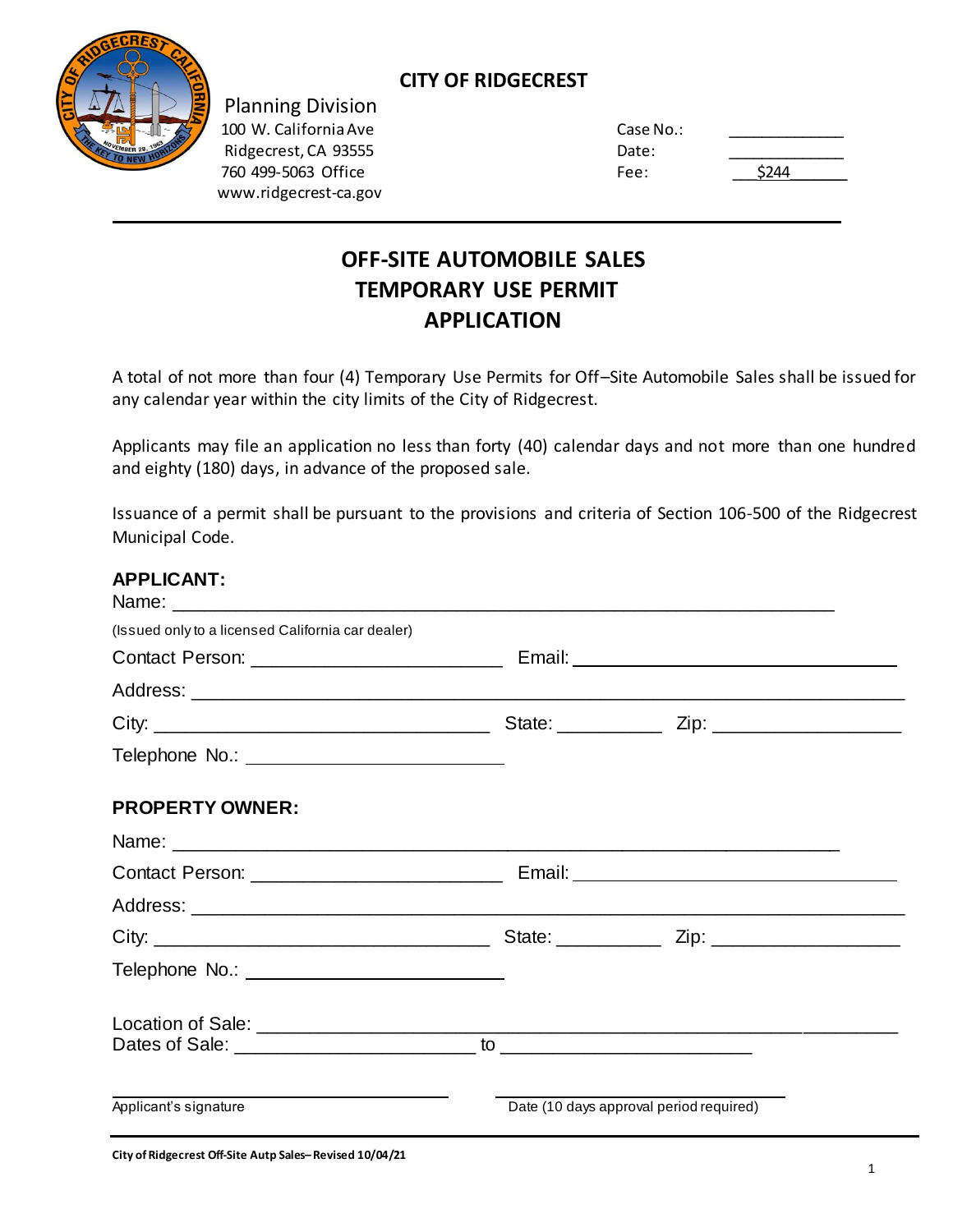**CITY OF RIDGECREST**

Planning Division
100 W. California Ave
Ridgecrest, CA 93555
760 499-5063 Office
www.ridgecrest-ca.gov

Case No.: ____________
Date: ____________
Fee: $244

# OFF-SITE AUTOMOBILE SALES TEMPORARY USE PERMIT APPLICATION

A total of not more than four (4) Temporary Use Permits for Off–Site Automobile Sales shall be issued for any calendar year within the city limits of the City of Ridgecrest.

Applicants may file an application no less than forty (40) calendar days and not more than one hundred and eighty (180) days, in advance of the proposed sale.

Issuance of a permit shall be pursuant to the provisions and criteria of Section 106-500 of the Ridgecrest Municipal Code.

**APPLICANT:**

Name: ______________________________________________
(Issued only to a licensed California car dealer)

Contact Person: ______________________ Email: ______________________

Address: ______________________________________________

City: ______________________ State: __________ Zip: ______________

Telephone No.: ______________________

**PROPERTY OWNER:**

Name: ______________________________________________

Contact Person: ______________________ Email: ______________________

Address: ______________________________________________

City: ______________________ State: __________ Zip: ______________

Telephone No.: ______________________

Location of Sale: ______________________________________________

Dates of Sale: ______________________ to ______________________

______________________ ______________________
Applicant's signature Date (10 days approval period required)

City of Ridgecrest Off-Site Autp Sales– Revised 10/04/21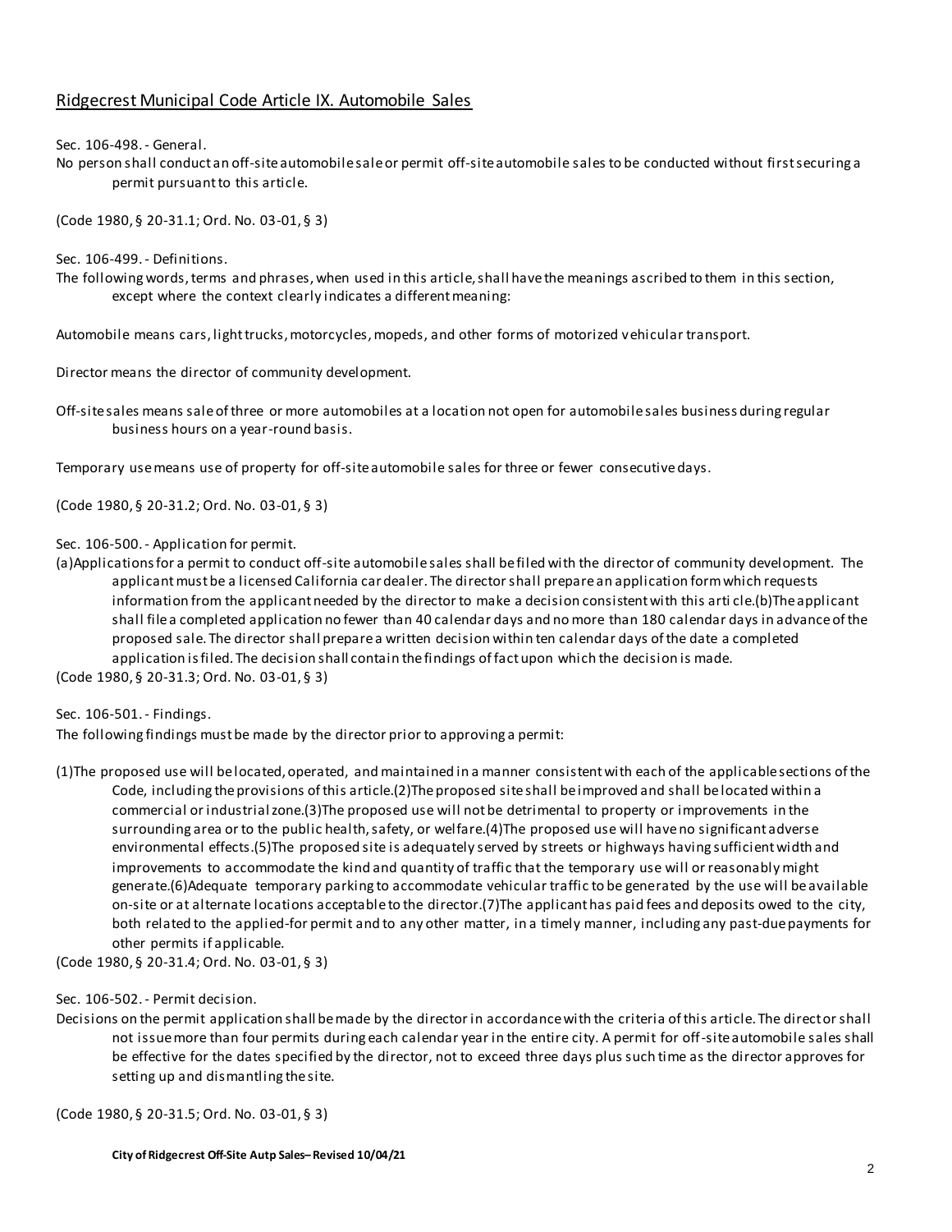## Ridgecrest Municipal Code Article IX. Automobile Sales

Sec. 106-498. - General.

No person shall conduct an off-site automobile sale or permit off-site automobile sales to be conducted without first securing a permit pursuant to this article.

(Code 1980, § 20-31.1; Ord. No. 03-01, § 3)

Sec. 106-499. - Definitions.

The following words, terms and phrases, when used in this article, shall have the meanings ascribed to them in this section, except where the context clearly indicates a different meaning:

Automobile means cars, light trucks, motorcycles, mopeds, and other forms of motorized vehicular transport.

Director means the director of community development.

Off-site sales means sale of three or more automobiles at a location not open for automobile sales business during regular business hours on a year-round basis.

Temporary use means use of property for off-site automobile sales for three or fewer consecutive days.

(Code 1980, § 20-31.2; Ord. No. 03-01, § 3)

Sec. 106-500. - Application for permit.

(a)Applications for a permit to conduct off-site automobile sales shall be filed with the director of community development. The applicant must be a licensed California car dealer. The director shall prepare an application form which requests information from the applicant needed by the director to make a decision consistent with this article.(b)The applicant shall file a completed application no fewer than 40 calendar days and no more than 180 calendar days in advance of the proposed sale. The director shall prepare a written decision within ten calendar days of the date a completed application is filed. The decision shall contain the findings of fact upon which the decision is made.

(Code 1980, § 20-31.3; Ord. No. 03-01, § 3)

Sec. 106-501. - Findings.

The following findings must be made by the director prior to approving a permit:

(1)The proposed use will be located, operated, and maintained in a manner consistent with each of the applicable sections of the Code, including the provisions of this article.(2)The proposed site shall be improved and shall be located within a commercial or industrial zone.(3)The proposed use will not be detrimental to property or improvements in the surrounding area or to the public health, safety, or welfare.(4)The proposed use will have no significant adverse environmental effects.(5)The proposed site is adequately served by streets or highways having sufficient width and improvements to accommodate the kind and quantity of traffic that the temporary use will or reasonably might generate.(6)Adequate temporary parking to accommodate vehicular traffic to be generated by the use will be available on-site or at alternate locations acceptable to the director.(7)The applicant has paid fees and deposits owed to the city, both related to the applied-for permit and to any other matter, in a timely manner, including any past-due payments for other permits if applicable.

(Code 1980, § 20-31.4; Ord. No. 03-01, § 3)

Sec. 106-502. - Permit decision.

Decisions on the permit application shall be made by the director in accordance with the criteria of this article. The director shall not issue more than four permits during each calendar year in the entire city. A permit for off-site automobile sales shall be effective for the dates specified by the director, not to exceed three days plus such time as the director approves for setting up and dismantling the site.

(Code 1980, § 20-31.5; Ord. No. 03-01, § 3)

**City of Ridgecrest Off-Site Autp Sales– Revised 10/04/21**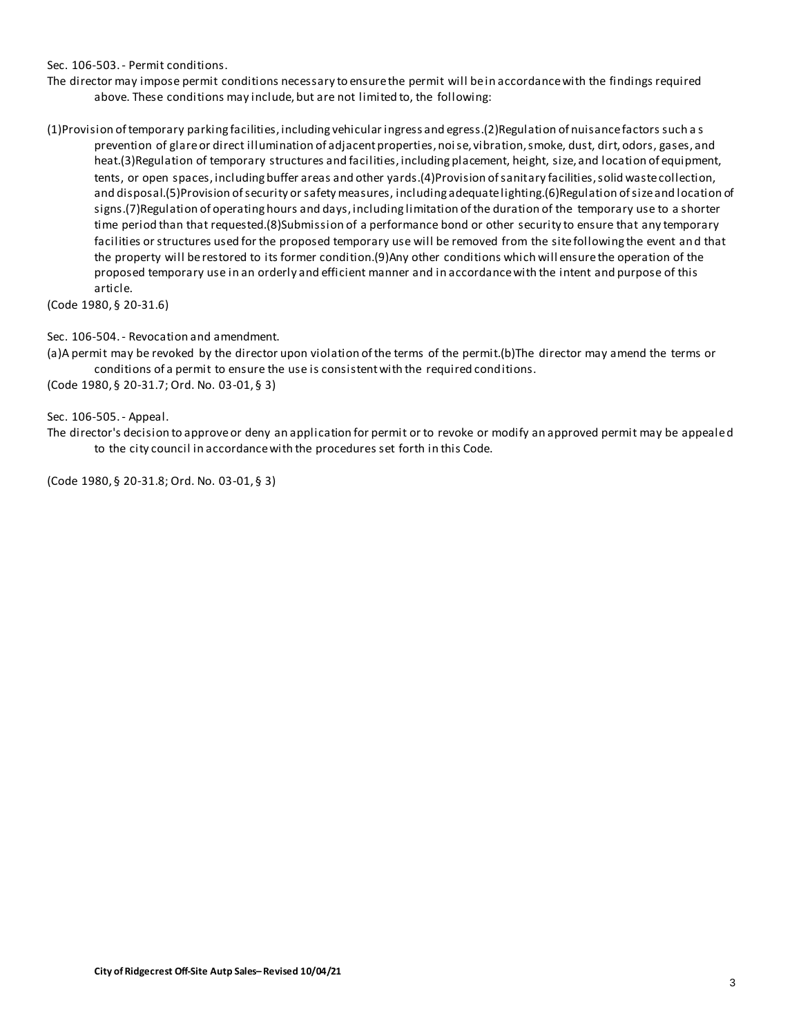Sec. 106-503. - Permit conditions.

The director may impose permit conditions necessary to ensure the permit will be in accordance with the findings required above. These conditions may include, but are not limited to, the following:

(1) Provision of temporary parking facilities, including vehicular ingress and egress.
(2) Regulation of nuisance factors such as prevention of glare or direct illumination of adjacent properties, noise, vibration, smoke, dust, dirt, odors, gases, and heat.
(3) Regulation of temporary structures and facilities, including placement, height, size, and location of equipment, tents, or open spaces, including buffer areas and other yards.
(4) Provision of sanitary facilities, solid waste collection, and disposal.
(5) Provision of security or safety measures, including adequate lighting.
(6) Regulation of size and location of signs.
(7) Regulation of operating hours and days, including limitation of the duration of the temporary use to a shorter time period than that requested.
(8) Submission of a performance bond or other security to ensure that any temporary facilities or structures used for the proposed temporary use will be removed from the site following the event and that the property will be restored to its former condition.
(9) Any other conditions which will ensure the operation of the proposed temporary use in an orderly and efficient manner and in accordance with the intent and purpose of this article.

(Code 1980, § 20-31.6)

Sec. 106-504. - Revocation and amendment.

(a) A permit may be revoked by the director upon violation of the terms of the permit.
(b) The director may amend the terms or conditions of a permit to ensure the use is consistent with the required conditions.

(Code 1980, § 20-31.7; Ord. No. 03-01, § 3)

Sec. 106-505. - Appeal.

The director's decision to approve or deny an application for permit or to revoke or modify an approved permit may be appealed to the city council in accordance with the procedures set forth in this Code.

(Code 1980, § 20-31.8; Ord. No. 03-01, § 3)

**City of Ridgecrest Off-Site Autp Sales– Revised 10/04/21**